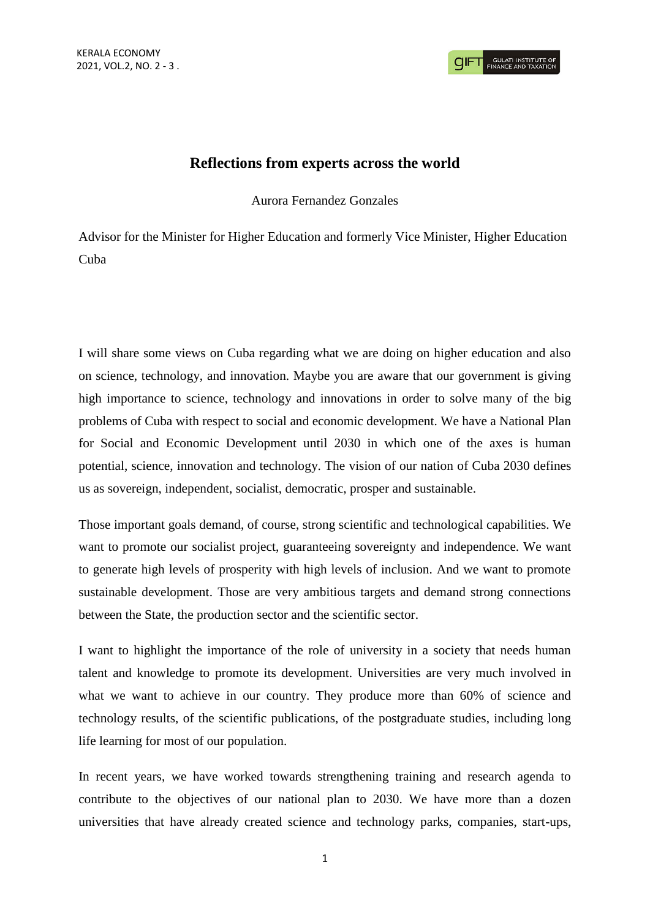# Reflections from experts across the world

Aurora Fernandez Gonzales

Advisor for the Minister for Higher Education and formerly Vice Minister, Higher Education Cuba

I will share some views on Cuba regarding what we are doing on higher education and also on science, technology, and innovation. Maybe you are aware that our government is giving high importance to science, technology and innovations in order to solve many of the big problems of Cuba with respect to social and economic development. We have a National Plan for Social and Economic Development until 2030 in which one of the axes is human potential, science, innovation and technology. The vision of our nation of Cuba 2030 defines us as sovereign, independent, socialist, democratic, prosper and sustainable.

Those important goals demand, of course, strong scientific and technological capabilities. We want to promote our socialist project, guaranteeing sovereignty and independence. We want to generate high levels of prosperity with high levels of inclusion. And we want to promote sustainable development. Those are very ambitious targets and demand strong connections between the State, the production sector and the scientific sector.

I want to highlight the importance of the role of university in a society that needs human talent and knowledge to promote its development. Universities are very much involved in what we want to achieve in our country. They produce more than 60% of science and technology results, of the scientific publications, of the postgraduate studies, including long life learning for most of our population.

In recent years, we have worked towards strengthening training and research agenda to contribute to the objectives of our national plan to 2030. We have more than a dozen universities that have already created science and technology parks, companies, start-ups,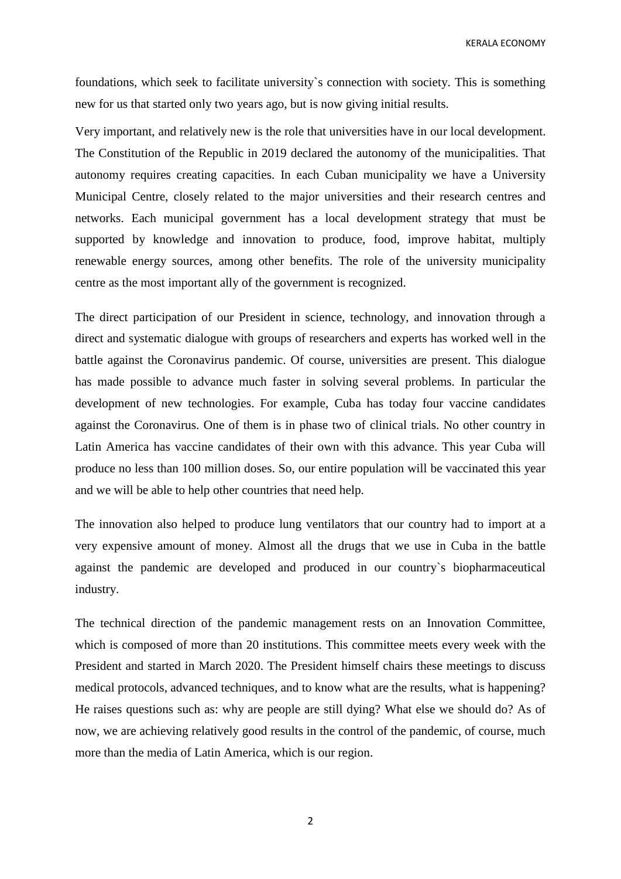foundations, which seek to facilitate university`s connection with society. This is something new for us that started only two years ago, but is now giving initial results.

Very important, and relatively new is the role that universities have in our local development. The Constitution of the Republic in 2019 declared the autonomy of the municipalities. That autonomy requires creating capacities. In each Cuban municipality we have a University Municipal Centre, closely related to the major universities and their research centres and networks. Each municipal government has a local development strategy that must be supported by knowledge and innovation to produce, food, improve habitat, multiply renewable energy sources, among other benefits. The role of the university municipality centre as the most important ally of the government is recognized.

The direct participation of our President in science, technology, and innovation through a direct and systematic dialogue with groups of researchers and experts has worked well in the battle against the Coronavirus pandemic. Of course, universities are present. This dialogue has made possible to advance much faster in solving several problems. In particular the development of new technologies. For example, Cuba has today four vaccine candidates against the Coronavirus. One of them is in phase two of clinical trials. No other country in Latin America has vaccine candidates of their own with this advance. This year Cuba will produce no less than 100 million doses. So, our entire population will be vaccinated this year and we will be able to help other countries that need help.

The innovation also helped to produce lung ventilators that our country had to import at a very expensive amount of money. Almost all the drugs that we use in Cuba in the battle against the pandemic are developed and produced in our country`s biopharmaceutical industry.

The technical direction of the pandemic management rests on an Innovation Committee, which is composed of more than 20 institutions. This committee meets every week with the President and started in March 2020. The President himself chairs these meetings to discuss medical protocols, advanced techniques, and to know what are the results, what is happening? He raises questions such as: why are people are still dying? What else we should do? As of now, we are achieving relatively good results in the control of the pandemic, of course, much more than the media of Latin America, which is our region.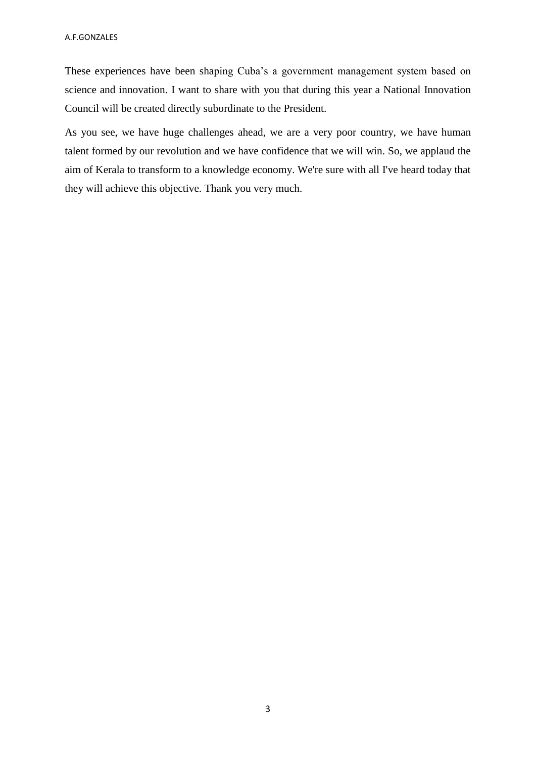These experiences have been shaping Cuba's a government management system based on science and innovation. I want to share with you that during this year a National Innovation Council will be created directly subordinate to the President.

As you see, we have huge challenges ahead, we are a very poor country, we have human talent formed by our revolution and we have confidence that we will win. So, we applaud the aim of Kerala to transform to a knowledge economy. We're sure with all I've heard today that they will achieve this objective. Thank you very much.